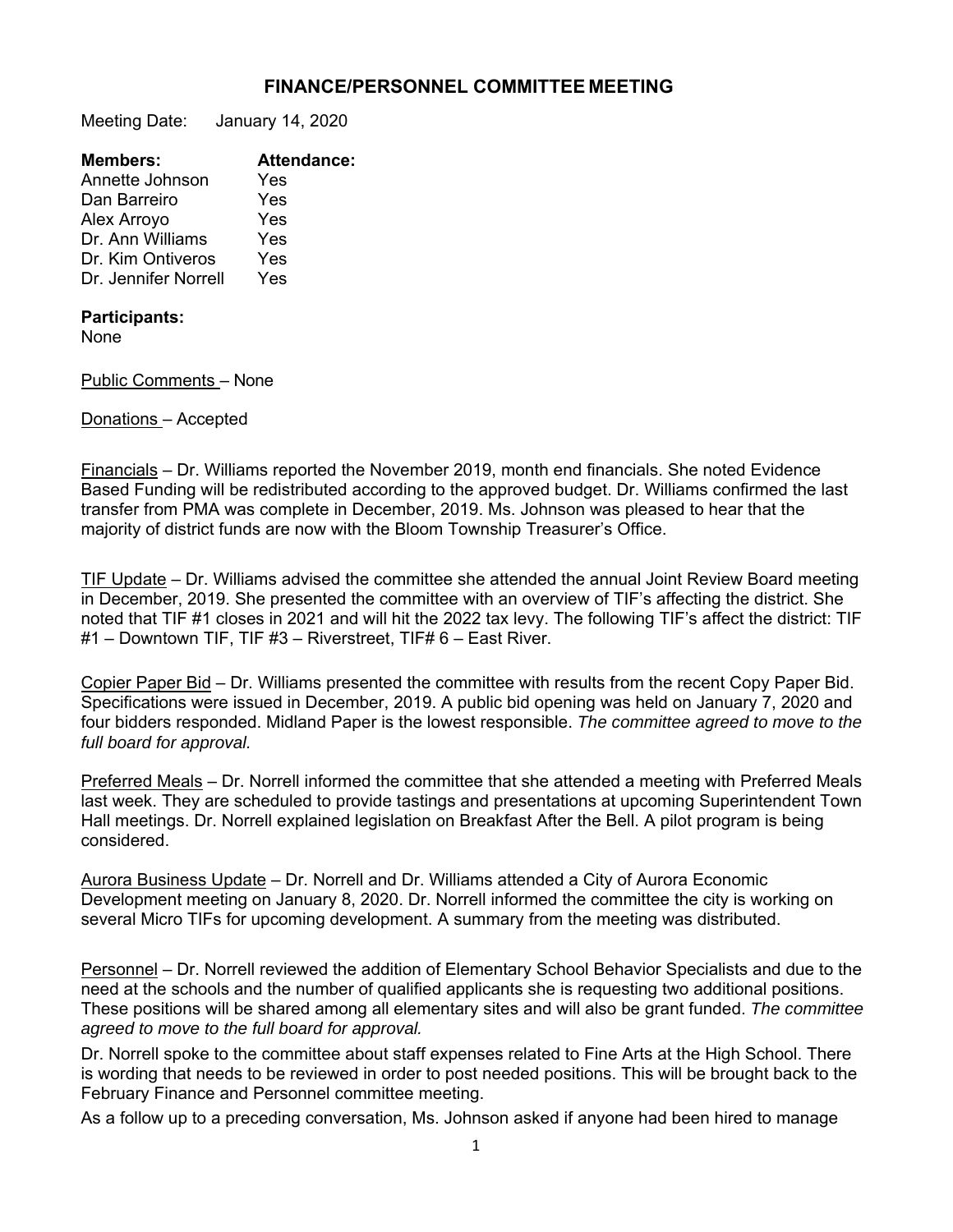# FINANCE/PERSONNEL COMMITTEE MEETING

Meeting Date: January 14, 2020

| **Members:** | **Attendance:** |
|---|---|
| Annette Johnson | Yes |
| Dan Barreiro | Yes |
| Alex Arroyo | Yes |
| Dr. Ann Williams | Yes |
| Dr. Kim Ontiveros | Yes |
| Dr. Jennifer Norrell | Yes |

**Participants:**
None

Public Comments – None

Donations – Accepted

Financials – Dr. Williams reported the November 2019, month end financials. She noted Evidence Based Funding will be redistributed according to the approved budget. Dr. Williams confirmed the last transfer from PMA was complete in December, 2019. Ms. Johnson was pleased to hear that the majority of district funds are now with the Bloom Township Treasurer's Office.

TIF Update – Dr. Williams advised the committee she attended the annual Joint Review Board meeting in December, 2019. She presented the committee with an overview of TIF's affecting the district. She noted that TIF #1 closes in 2021 and will hit the 2022 tax levy. The following TIF's affect the district: TIF #1 – Downtown TIF, TIF #3 – Riverstreet, TIF# 6 – East River.

Copier Paper Bid – Dr. Williams presented the committee with results from the recent Copy Paper Bid. Specifications were issued in December, 2019. A public bid opening was held on January 7, 2020 and four bidders responded. Midland Paper is the lowest responsible. *The committee agreed to move to the full board for approval.*

Preferred Meals – Dr. Norrell informed the committee that she attended a meeting with Preferred Meals last week. They are scheduled to provide tastings and presentations at upcoming Superintendent Town Hall meetings. Dr. Norrell explained legislation on Breakfast After the Bell. A pilot program is being considered.

Aurora Business Update – Dr. Norrell and Dr. Williams attended a City of Aurora Economic Development meeting on January 8, 2020. Dr. Norrell informed the committee the city is working on several Micro TIFs for upcoming development. A summary from the meeting was distributed.

Personnel – Dr. Norrell reviewed the addition of Elementary School Behavior Specialists and due to the need at the schools and the number of qualified applicants she is requesting two additional positions. These positions will be shared among all elementary sites and will also be grant funded. *The committee agreed to move to the full board for approval.*

Dr. Norrell spoke to the committee about staff expenses related to Fine Arts at the High School. There is wording that needs to be reviewed in order to post needed positions. This will be brought back to the February Finance and Personnel committee meeting.

As a follow up to a preceding conversation, Ms. Johnson asked if anyone had been hired to manage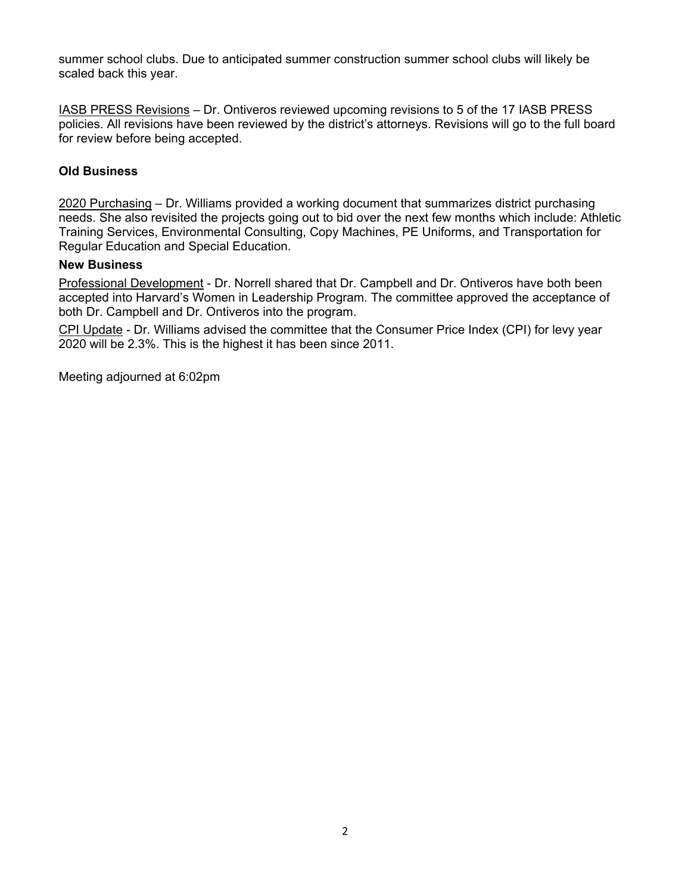summer school clubs. Due to anticipated summer construction summer school clubs will likely be scaled back this year.

IASB PRESS Revisions – Dr. Ontiveros reviewed upcoming revisions to 5 of the 17 IASB PRESS policies. All revisions have been reviewed by the district's attorneys. Revisions will go to the full board for review before being accepted.

**Old Business**

2020 Purchasing – Dr. Williams provided a working document that summarizes district purchasing needs. She also revisited the projects going out to bid over the next few months which include: Athletic Training Services, Environmental Consulting, Copy Machines, PE Uniforms, and Transportation for Regular Education and Special Education.

**New Business**

Professional Development - Dr. Norrell shared that Dr. Campbell and Dr. Ontiveros have both been accepted into Harvard's Women in Leadership Program. The committee approved the acceptance of both Dr. Campbell and Dr. Ontiveros into the program.

CPI Update - Dr. Williams advised the committee that the Consumer Price Index (CPI) for levy year 2020 will be 2.3%. This is the highest it has been since 2011.

Meeting adjourned at 6:02pm